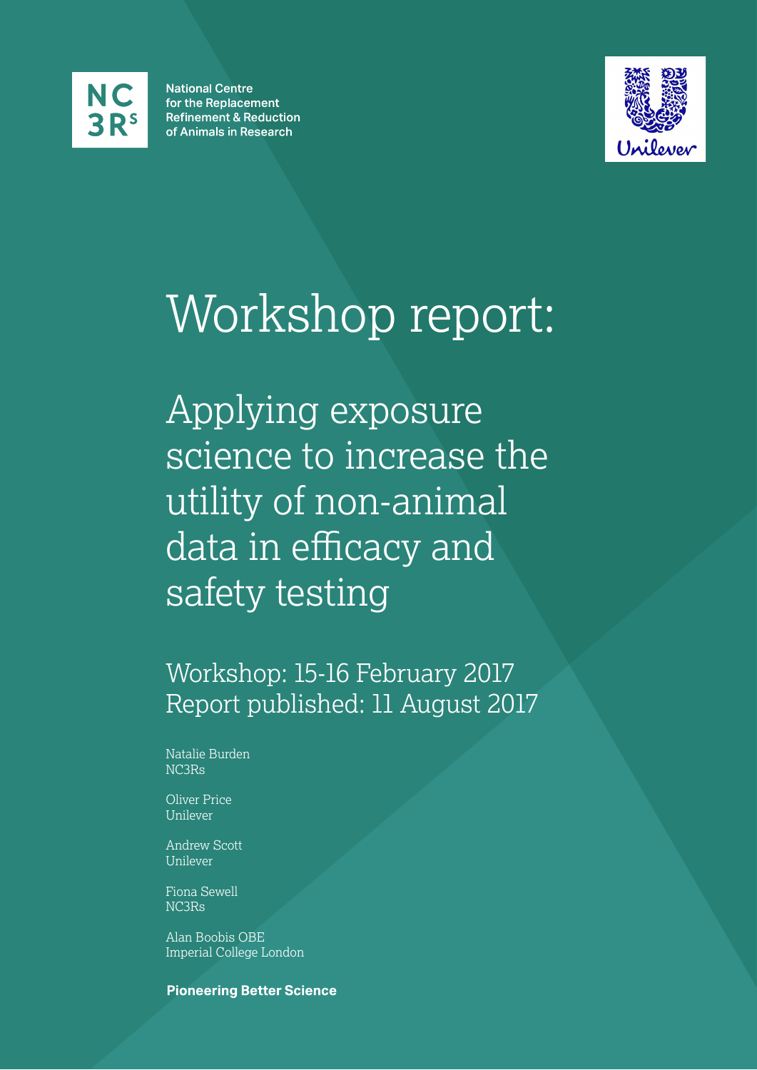NC3Rs

National Centre for the Replacement Refinement & Reduction of Animals in Research

Unilever

# Workshop report:

## Applying exposure science to increase the utility of non-animal data in efficacy and safety testing

Workshop: 15-16 February 2017
Report published: 11 August 2017

Natalie Burden
NC3Rs

Oliver Price
Unilever

Andrew Scott
Unilever

Fiona Sewell
NC3Rs

Alan Boobis OBE
Imperial College London

**Pioneering Better Science**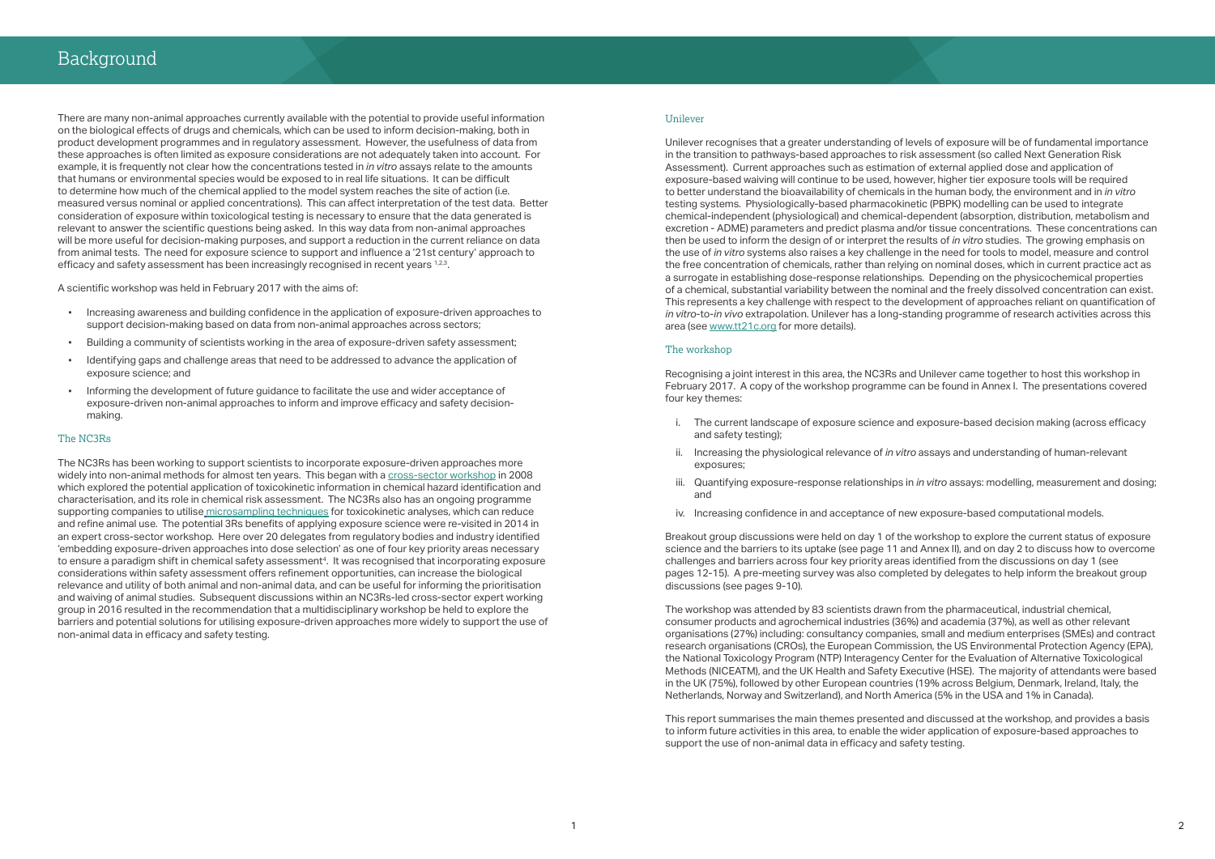# Background

There are many non-animal approaches currently available with the potential to provide useful information on the biological effects of drugs and chemicals, which can be used to inform decision-making, both in product development programmes and in regulatory assessment. However, the usefulness of data from these approaches is often limited as exposure considerations are not adequately taken into account. For example, it is frequently not clear how the concentrations tested in *in vitro* assays relate to the amounts that humans or environmental species would be exposed to in real life situations. It can be difficult to determine how much of the chemical applied to the model system reaches the site of action (i.e. measured versus nominal or applied concentrations). This can affect interpretation of the test data. Better consideration of exposure within toxicological testing is necessary to ensure that the data generated is relevant to answer the scientific questions being asked. In this way data from non-animal approaches will be more useful for decision-making purposes, and support a reduction in the current reliance on data from animal tests. The need for exposure science to support and influence a '21st century' approach to efficacy and safety assessment has been increasingly recognised in recent years [1,2,3].

A scientific workshop was held in February 2017 with the aims of:

- Increasing awareness and building confidence in the application of exposure-driven approaches to support decision-making based on data from non-animal approaches across sectors;
- Building a community of scientists working in the area of exposure-driven safety assessment;
- Identifying gaps and challenge areas that need to be addressed to advance the application of exposure science; and
- Informing the development of future guidance to facilitate the use and wider acceptance of exposure-driven non-animal approaches to inform and improve efficacy and safety decision-making.

## The NC3Rs

The NC3Rs has been working to support scientists to incorporate exposure-driven approaches more widely into non-animal methods for almost ten years. This began with a cross-sector workshop in 2008 which explored the potential application of toxicokinetic information in chemical hazard identification and characterisation, and its role in chemical risk assessment. The NC3Rs also has an ongoing programme supporting companies to utilise microsampling techniques for toxicokinetic analyses, which can reduce and refine animal use. The potential 3Rs benefits of applying exposure science were re-visited in 2014 in an expert cross-sector workshop. Here over 20 delegates from regulatory bodies and industry identified 'embedding exposure-driven approaches into dose selection' as one of four key priority areas necessary to ensure a paradigm shift in chemical safety assessment[4]. It was recognised that incorporating exposure considerations within safety assessment offers refinement opportunities, can increase the biological relevance and utility of both animal and non-animal data, and can be useful for informing the prioritisation and waiving of animal studies. Subsequent discussions within an NC3Rs-led cross-sector expert working group in 2016 resulted in the recommendation that a multidisciplinary workshop be held to explore the barriers and potential solutions for utilising exposure-driven approaches more widely to support the use of non-animal data in efficacy and safety testing.

## Unilever

Unilever recognises that a greater understanding of levels of exposure will be of fundamental importance in the transition to pathways-based approaches to risk assessment (so called Next Generation Risk Assessment). Current approaches such as estimation of external applied dose and application of exposure-based waiving will continue to be used, however, higher tier exposure tools will be required to better understand the bioavailability of chemicals in the human body, the environment and in *in vitro* testing systems. Physiologically-based pharmacokinetic (PBPK) modelling can be used to integrate chemical-independent (physiological) and chemical-dependent (absorption, distribution, metabolism and excretion - ADME) parameters and predict plasma and/or tissue concentrations. These concentrations can then be used to inform the design of or interpret the results of *in vitro* studies. The growing emphasis on the use of *in vitro* systems also raises a key challenge in the need for tools to model, measure and control the free concentration of chemicals, rather than relying on nominal doses, which in current practice act as a surrogate in establishing dose-response relationships. Depending on the physicochemical properties of a chemical, substantial variability between the nominal and the freely dissolved concentration can exist. This represents a key challenge with respect to the development of approaches reliant on quantification of *in vitro*-to-*in vivo* extrapolation. Unilever has a long-standing programme of research activities across this area (see www.tt21c.org for more details).

## The workshop

Recognising a joint interest in this area, the NC3Rs and Unilever came together to host this workshop in February 2017. A copy of the workshop programme can be found in Annex I. The presentations covered four key themes:

i. The current landscape of exposure science and exposure-based decision making (across efficacy and safety testing);
ii. Increasing the physiological relevance of *in vitro* assays and understanding of human-relevant exposures;
iii. Quantifying exposure-response relationships in *in vitro* assays: modelling, measurement and dosing; and
iv. Increasing confidence in and acceptance of new exposure-based computational models.

Breakout group discussions were held on day 1 of the workshop to explore the current status of exposure science and the barriers to its uptake (see page 11 and Annex II), and on day 2 to discuss how to overcome challenges and barriers across four key priority areas identified from the discussions on day 1 (see pages 12-15). A pre-meeting survey was also completed by delegates to help inform the breakout group discussions (see pages 9-10).

The workshop was attended by 83 scientists drawn from the pharmaceutical, industrial chemical, consumer products and agrochemical industries (36%) and academia (37%), as well as other relevant organisations (27%) including: consultancy companies, small and medium enterprises (SMEs) and contract research organisations (CROs), the European Commission, the US Environmental Protection Agency (EPA), the National Toxicology Program (NTP) Interagency Center for the Evaluation of Alternative Toxicological Methods (NICEATM), and the UK Health and Safety Executive (HSE). The majority of attendants were based in the UK (75%), followed by other European countries (19% across Belgium, Denmark, Ireland, Italy, the Netherlands, Norway and Switzerland), and North America (5% in the USA and 1% in Canada).

This report summarises the main themes presented and discussed at the workshop, and provides a basis to inform future activities in this area, to enable the wider application of exposure-based approaches to support the use of non-animal data in efficacy and safety testing.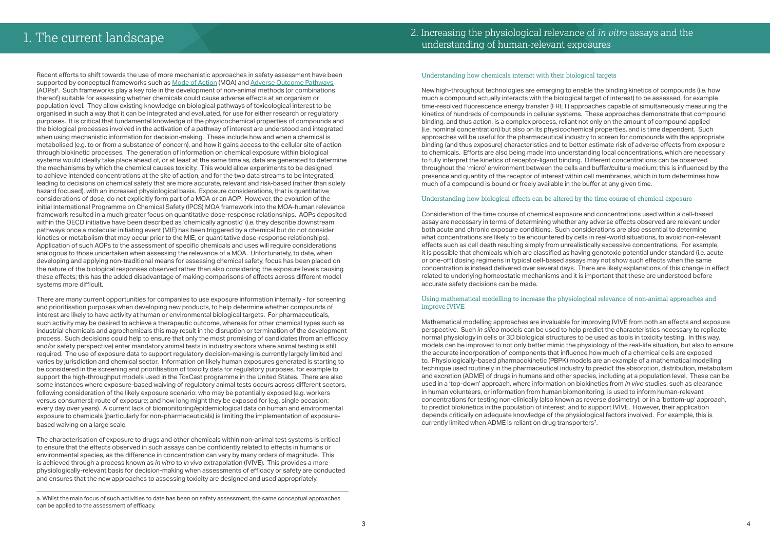# 1. The current landscape

Recent efforts to shift towards the use of more mechanistic approaches in safety assessment have been supported by conceptual frameworks such as Mode of Action (MOA) and Adverse Outcome Pathways (AOPs)[a]. Such frameworks play a key role in the development of non-animal methods (or combinations thereof) suitable for assessing whether chemicals could cause adverse effects at an organism or population level. They allow existing knowledge on biological pathways of toxicological interest to be organised in such a way that it can be integrated and evaluated, for use for either research or regulatory purposes. It is critical that fundamental knowledge of the physicochemical properties of compounds and the biological processes involved in the activation of a pathway of interest are understood and integrated when using mechanistic information for decision-making. These include how and when a chemical is metabolised (e.g. to or from a substance of concern), and how it gains access to the cellular site of action through biokinetic processes. The generation of information on chemical exposure within biological systems would ideally take place ahead of, or at least at the same time as, data are generated to determine the mechanisms by which the chemical causes toxicity. This would allow experiments to be designed to achieve intended concentrations at the site of action, and for the two data streams to be integrated, leading to decisions on chemical safety that are more accurate, relevant and risk-based (rather than solely hazard focused), with an increased physiological basis. Exposure considerations, that is quantitative considerations of dose, do not explicitly form part of a MOA or an AOP. However, the evolution of the initial International Programme on Chemical Safety (IPCS) MOA framework into the MOA-human relevance framework resulted in a much greater focus on quantitative dose-response relationships. AOPs deposited within the OECD initiative have been described as 'chemically agnostic' (i.e. they describe downstream pathways once a molecular initiating event (MIE) has been triggered by a chemical but do not consider kinetics or metabolism that may occur prior to the MIE, or quantitative dose-response relationships). Application of such AOPs to the assessment of specific chemicals and uses will require considerations analogous to those undertaken when assessing the relevance of a MOA. Unfortunately, to date, when developing and applying non-traditional means for assessing chemical safety, focus has been placed on the nature of the biological responses observed rather than also considering the exposure levels causing these effects; this has the added disadvantage of making comparisons of effects across different model systems more difficult.

There are many current opportunities for companies to use exposure information internally - for screening and prioritisation purposes when developing new products, to help determine whether compounds of interest are likely to have activity at human or environmental biological targets. For pharmaceuticals, such activity may be desired to achieve a therapeutic outcome, whereas for other chemical types such as industrial chemicals and agrochemicals this may result in the disruption or termination of the development process. Such decisions could help to ensure that only the most promising of candidates (from an efficacy and/or safety perspective) enter mandatory animal tests in industry sectors where animal testing is still required. The use of exposure data to support regulatory decision-making is currently largely limited and varies by jurisdiction and chemical sector. Information on likely human exposures generated is starting to be considered in the screening and prioritisation of toxicity data for regulatory purposes, for example to support the high-throughput models used in the ToxCast programme in the United States. There are also some instances where exposure-based waiving of regulatory animal tests occurs across different sectors, following consideration of the likely exposure scenario: who may be potentially exposed (e.g. workers versus consumers); route of exposure; and how long might they be exposed for (e.g. single occasion; every day over years). A current lack of biomonitoring/epidemiological data on human and environmental exposure to chemicals (particularly for non-pharmaceuticals) is limiting the implementation of exposure-based waiving on a large scale.

The characterisation of exposure to drugs and other chemicals within non-animal test systems is critical to ensure that the effects observed in such assays can be confidently related to effects in humans or environmental species, as the difference in concentration can vary by many orders of magnitude. This is achieved through a process known as *in vitro* to *in vivo* extrapolation (IVIVE). This provides a more physiologically-relevant basis for decision-making when assessments of efficacy or safety are conducted and ensures that the new approaches to assessing toxicity are designed and used appropriately.

a. Whilst the main focus of such activities to date has been on safety assessment, the same conceptual approaches can be applied to the assessment of efficacy.

# 2. Increasing the physiological relevance of *in vitro* assays and the understanding of human-relevant exposures

## Understanding how chemicals interact with their biological targets

New high-throughput technologies are emerging to enable the binding kinetics of compounds (i.e. how much a compound actually interacts with the biological target of interest) to be assessed, for example time-resolved fluorescence energy transfer (FRET) approaches capable of simultaneously measuring the kinetics of hundreds of compounds in cellular systems. These approaches demonstrate that compound binding, and thus action, is a complex process, reliant not only on the amount of compound applied (i.e. nominal concentration) but also on its physicochemical properties, and is time dependent. Such approaches will be useful for the pharmaceutical industry to screen for compounds with the appropriate binding (and thus exposure) characteristics and to better estimate risk of adverse effects from exposure to chemicals. Efforts are also being made into understanding local concentrations, which are necessary to fully interpret the kinetics of receptor-ligand binding. Different concentrations can be observed throughout the 'micro' environment between the cells and buffer/culture medium; this is influenced by the presence and quantity of the receptor of interest within cell membranes, which in turn determines how much of a compound is bound or freely available in the buffer at any given time.

## Understanding how biological effects can be altered by the time course of chemical exposure

Consideration of the time course of chemical exposure and concentrations used within a cell-based assay are necessary in terms of determining whether any adverse effects observed are relevant under both acute and chronic exposure conditions. Such considerations are also essential to determine what concentrations are likely to be encountered by cells in real-world situations, to avoid non-relevant effects such as cell death resulting simply from unrealistically excessive concentrations. For example, it is possible that chemicals which are classified as having genotoxic potential under standard (i.e. acute or one-off) dosing regimens in typical cell-based assays may not show such effects when the same concentration is instead delivered over several days. There are likely explanations of this change in effect related to underlying homeostatic mechanisms and it is important that these are understood before accurate safety decisions can be made.

## Using mathematical modelling to increase the physiological relevance of non-animal approaches and improve IVIVE

Mathematical modelling approaches are invaluable for improving IVIVE from both an effects and exposure perspective. Such *in silico* models can be used to help predict the characteristics necessary to replicate normal physiology in cells or 3D biological structures to be used as tools in toxicity testing. In this way, models can be improved to not only better mimic the physiology of the real-life situation, but also to ensure the accurate incorporation of components that influence how much of a chemical cells are exposed to. Physiologically-based pharmacokinetic (PBPK) models are an example of a mathematical modelling technique used routinely in the pharmaceutical industry to predict the absorption, distribution, metabolism and excretion (ADME) of drugs in humans and other species, including at a population level. These can be used in a 'top-down' approach, where information on biokinetics from *in vivo* studies, such as clearance in human volunteers, or information from human biomonitoring, is used to inform human-relevant concentrations for testing non-clinically (also known as reverse dosimetry); or in a 'bottom-up' approach, to predict biokinetics in the population of interest, and to support IVIVE. However, their application depends critically on adequate knowledge of the physiological factors involved. For example, this is currently limited when ADME is reliant on drug transporters[7].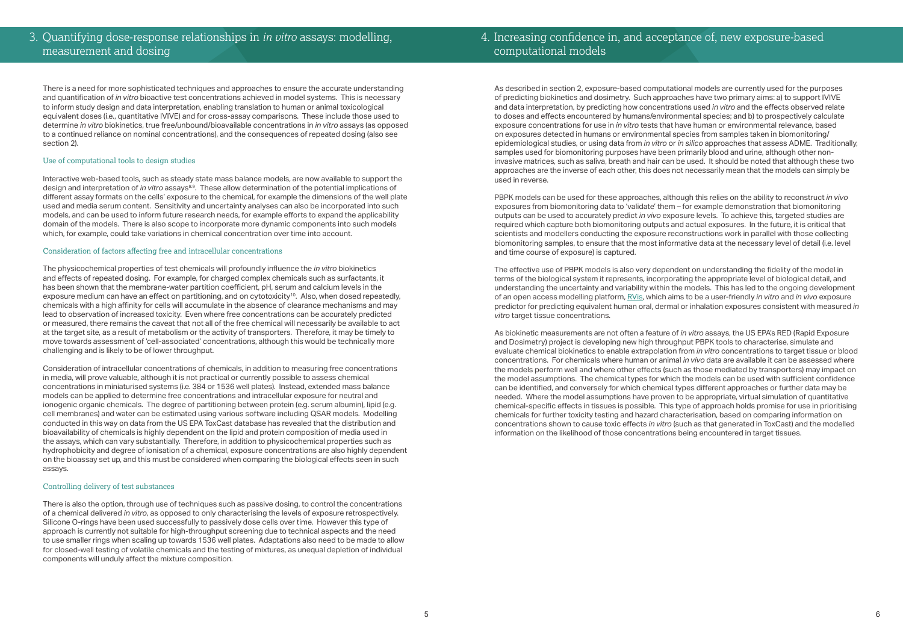## 3. Quantifying dose-response relationships in *in vitro* assays: modelling, measurement and dosing

There is a need for more sophisticated techniques and approaches to ensure the accurate understanding and quantification of *in vitro* bioactive test concentrations achieved in model systems. This is necessary to inform study design and data interpretation, enabling translation to human or animal toxicological equivalent doses (i.e., quantitative IVIVE) and for cross-assay comparisons. These include those used to determine *in vitro* biokinetics, true free/unbound/bioavailable concentrations in *in vitro* assays (as opposed to a continued reliance on nominal concentrations), and the consequences of repeated dosing (also see section 2).

### Use of computational tools to design studies

Interactive web-based tools, such as steady state mass balance models, are now available to support the design and interpretation of *in vitro* assays[8,9]. These allow determination of the potential implications of different assay formats on the cells' exposure to the chemical, for example the dimensions of the well plate used and media serum content. Sensitivity and uncertainty analyses can also be incorporated into such models, and can be used to inform future research needs, for example efforts to expand the applicability domain of the models. There is also scope to incorporate more dynamic components into such models which, for example, could take variations in chemical concentration over time into account.

### Consideration of factors affecting free and intracellular concentrations

The physicochemical properties of test chemicals will profoundly influence the *in vitro* biokinetics and effects of repeated dosing. For example, for charged complex chemicals such as surfactants, it has been shown that the membrane-water partition coefficient, pH, serum and calcium levels in the exposure medium can have an effect on partitioning, and on cytotoxicity[10]. Also, when dosed repeatedly, chemicals with a high affinity for cells will accumulate in the absence of clearance mechanisms and may lead to observation of increased toxicity. Even where free concentrations can be accurately predicted or measured, there remains the caveat that not all of the free chemical will necessarily be available to act at the target site, as a result of metabolism or the activity of transporters. Therefore, it may be timely to move towards assessment of 'cell-associated' concentrations, although this would be technically more challenging and is likely to be of lower throughput.

Consideration of intracellular concentrations of chemicals, in addition to measuring free concentrations in media, will prove valuable, although it is not practical or currently possible to assess chemical concentrations in miniaturised systems (i.e. 384 or 1536 well plates). Instead, extended mass balance models can be applied to determine free concentrations and intracellular exposure for neutral and ionogenic organic chemicals. The degree of partitioning between protein (e.g. serum albumin), lipid (e.g. cell membranes) and water can be estimated using various software including QSAR models. Modelling conducted in this way on data from the US EPA ToxCast database has revealed that the distribution and bioavailability of chemicals is highly dependent on the lipid and protein composition of media used in the assays, which can vary substantially. Therefore, in addition to physicochemical properties such as hydrophobicity and degree of ionisation of a chemical, exposure concentrations are also highly dependent on the bioassay set up, and this must be considered when comparing the biological effects seen in such assays.

### Controlling delivery of test substances

There is also the option, through use of techniques such as passive dosing, to control the concentrations of a chemical delivered *in vitro*, as opposed to only characterising the levels of exposure retrospectively. Silicone O-rings have been used successfully to passively dose cells over time. However this type of approach is currently not suitable for high-throughput screening due to technical aspects and the need to use smaller rings when scaling up towards 1536 well plates. Adaptations also need to be made to allow for closed-well testing of volatile chemicals and the testing of mixtures, as unequal depletion of individual components will unduly affect the mixture composition.

## 4. Increasing confidence in, and acceptance of, new exposure-based computational models

As described in section 2, exposure-based computational models are currently used for the purposes of predicting biokinetics and dosimetry. Such approaches have two primary aims: a) to support IVIVE and data interpretation, by predicting how concentrations used *in vitro* and the effects observed relate to doses and effects encountered by humans/environmental species; and b) to prospectively calculate exposure concentrations for use in *in vitro* tests that have human or environmental relevance, based on exposures detected in humans or environmental species from samples taken in biomonitoring/epidemiological studies, or using data from *in vitro* or *in silico* approaches that assess ADME. Traditionally, samples used for biomonitoring purposes have been primarily blood and urine, although other non-invasive matrices, such as saliva, breath and hair can be used. It should be noted that although these two approaches are the inverse of each other, this does not necessarily mean that the models can simply be used in reverse.

PBPK models can be used for these approaches, although this relies on the ability to reconstruct *in vivo* exposures from biomonitoring data to 'validate' them – for example demonstration that biomonitoring outputs can be used to accurately predict *in vivo* exposure levels. To achieve this, targeted studies are required which capture both biomonitoring outputs and actual exposures. In the future, it is critical that scientists and modellers conducting the exposure reconstructions work in parallel with those collecting biomonitoring samples, to ensure that the most informative data at the necessary level of detail (i.e. level and time course of exposure) is captured.

The effective use of PBPK models is also very dependent on understanding the fidelity of the model in terms of the biological system it represents, incorporating the appropriate level of biological detail, and understanding the uncertainty and variability within the models. This has led to the ongoing development of an open access modelling platform, RVis, which aims to be a user-friendly *in vitro* and *in vivo* exposure predictor for predicting equivalent human oral, dermal or inhalation exposures consistent with measured *in vitro* target tissue concentrations.

As biokinetic measurements are not often a feature of *in vitro* assays, the US EPA's RED (Rapid Exposure and Dosimetry) project is developing new high throughput PBPK tools to characterise, simulate and evaluate chemical biokinetics to enable extrapolation from *in vitro* concentrations to target tissue or blood concentrations. For chemicals where human or animal *in vivo* data are available it can be assessed where the models perform well and where other effects (such as those mediated by transporters) may impact on the model assumptions. The chemical types for which the models can be used with sufficient confidence can be identified, and conversely for which chemical types different approaches or further data may be needed. Where the model assumptions have proven to be appropriate, virtual simulation of quantitative chemical-specific effects in tissues is possible. This type of approach holds promise for use in prioritising chemicals for further toxicity testing and hazard characterisation, based on comparing information on concentrations shown to cause toxic effects *in vitro* (such as that generated in ToxCast) and the modelled information on the likelihood of those concentrations being encountered in target tissues.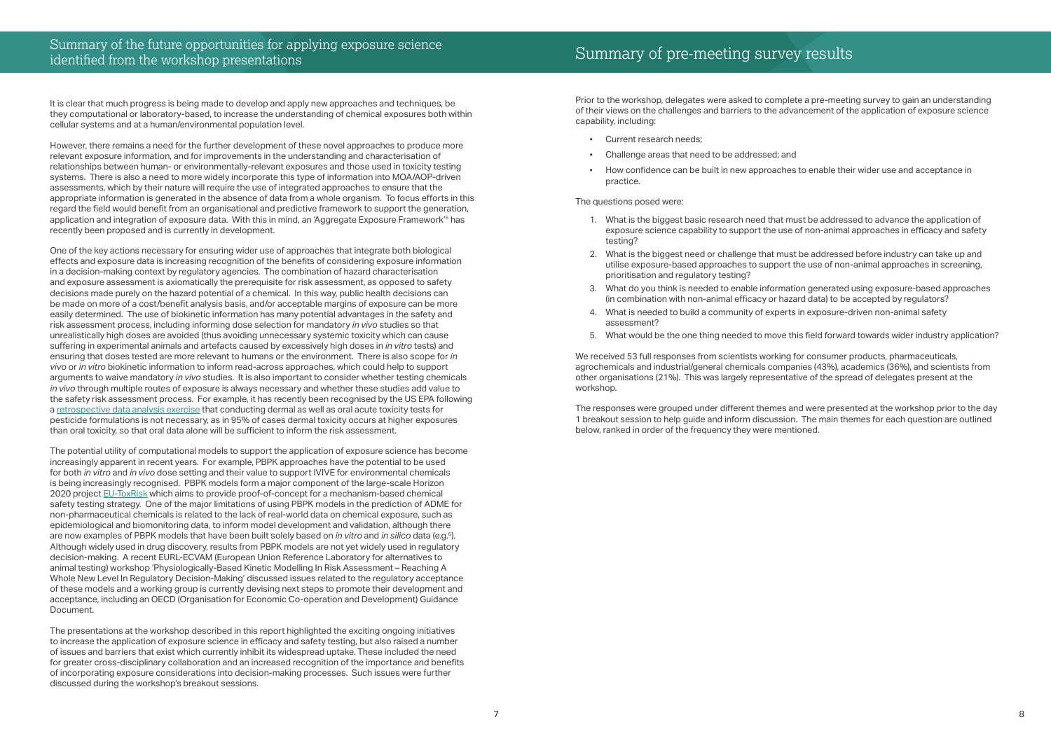## Summary of the future opportunities for applying exposure science identified from the workshop presentations

It is clear that much progress is being made to develop and apply new approaches and techniques, be they computational or laboratory-based, to increase the understanding of chemical exposures both within cellular systems and at a human/environmental population level.

However, there remains a need for the further development of these novel approaches to produce more relevant exposure information, and for improvements in the understanding and characterisation of relationships between human- or environmentally-relevant exposures and those used in toxicity testing systems. There is also a need to more widely incorporate this type of information into MOA/AOP-driven assessments, which by their nature will require the use of integrated approaches to ensure that the appropriate information is generated in the absence of data from a whole organism. To focus efforts in this regard the field would benefit from an organisational and predictive framework to support the generation, application and integration of exposure data. With this in mind, an 'Aggregate Exposure Framework'[5] has recently been proposed and is currently in development.

One of the key actions necessary for ensuring wider use of approaches that integrate both biological effects and exposure data is increasing recognition of the benefits of considering exposure information in a decision-making context by regulatory agencies. The combination of hazard characterisation and exposure assessment is axiomatically the prerequisite for risk assessment, as opposed to safety decisions made purely on the hazard potential of a chemical. In this way, public health decisions can be made on more of a cost/benefit analysis basis, and/or acceptable margins of exposure can be more easily determined. The use of biokinetic information has many potential advantages in the safety and risk assessment process, including informing dose selection for mandatory *in vivo* studies so that unrealistically high doses are avoided (thus avoiding unnecessary systemic toxicity which can cause suffering in experimental animals and artefacts caused by excessively high doses in *in vitro* tests) and ensuring that doses tested are more relevant to humans or the environment. There is also scope for *in vivo* or *in vitro* biokinetic information to inform read-across approaches, which could help to support arguments to waive mandatory *in vivo* studies. It is also important to consider whether testing chemicals *in vivo* through multiple routes of exposure is always necessary and whether these studies add value to the safety risk assessment process. For example, it has recently been recognised by the US EPA following a retrospective data analysis exercise that conducting dermal as well as oral acute toxicity tests for pesticide formulations is not necessary, as in 95% of cases dermal toxicity occurs at higher exposures than oral toxicity, so that oral data alone will be sufficient to inform the risk assessment.

The potential utility of computational models to support the application of exposure science has become increasingly apparent in recent years. For example, PBPK approaches have the potential to be used for both *in vitro* and *in vivo* dose setting and their value to support IVIVE for environmental chemicals is being increasingly recognised. PBPK models form a major component of the large-scale Horizon 2020 project EU-ToxRisk which aims to provide proof-of-concept for a mechanism-based chemical safety testing strategy. One of the major limitations of using PBPK models in the prediction of ADME for non-pharmaceutical chemicals is related to the lack of real-world data on chemical exposure, such as epidemiological and biomonitoring data, to inform model development and validation, although there are now examples of PBPK models that have been built solely based on *in vitro* and *in silico* data (e.g.[6]). Although widely used in drug discovery, results from PBPK models are not yet widely used in regulatory decision-making. A recent EURL-ECVAM (European Union Reference Laboratory for alternatives to animal testing) workshop 'Physiologically-Based Kinetic Modelling In Risk Assessment – Reaching A Whole New Level In Regulatory Decision-Making' discussed issues related to the regulatory acceptance of these models and a working group is currently devising next steps to promote their development and acceptance, including an OECD (Organisation for Economic Co-operation and Development) Guidance Document.

The presentations at the workshop described in this report highlighted the exciting ongoing initiatives to increase the application of exposure science in efficacy and safety testing, but also raised a number of issues and barriers that exist which currently inhibit its widespread uptake. These included the need for greater cross-disciplinary collaboration and an increased recognition of the importance and benefits of incorporating exposure considerations into decision-making processes. Such issues were further discussed during the workshop's breakout sessions.

## Summary of pre-meeting survey results

Prior to the workshop, delegates were asked to complete a pre-meeting survey to gain an understanding of their views on the challenges and barriers to the advancement of the application of exposure science capability, including:

- Current research needs;
- Challenge areas that need to be addressed; and
- How confidence can be built in new approaches to enable their wider use and acceptance in practice.

The questions posed were:

1. What is the biggest basic research need that must be addressed to advance the application of exposure science capability to support the use of non-animal approaches in efficacy and safety testing?
2. What is the biggest need or challenge that must be addressed before industry can take up and utilise exposure-based approaches to support the use of non-animal approaches in screening, prioritisation and regulatory testing?
3. What do you think is needed to enable information generated using exposure-based approaches (in combination with non-animal efficacy or hazard data) to be accepted by regulators?
4. What is needed to build a community of experts in exposure-driven non-animal safety assessment?
5. What would be the one thing needed to move this field forward towards wider industry application?

We received 53 full responses from scientists working for consumer products, pharmaceuticals, agrochemicals and industrial/general chemicals companies (43%), academics (36%), and scientists from other organisations (21%). This was largely representative of the spread of delegates present at the workshop.

The responses were grouped under different themes and were presented at the workshop prior to the day 1 breakout session to help guide and inform discussion. The main themes for each question are outlined below, ranked in order of the frequency they were mentioned.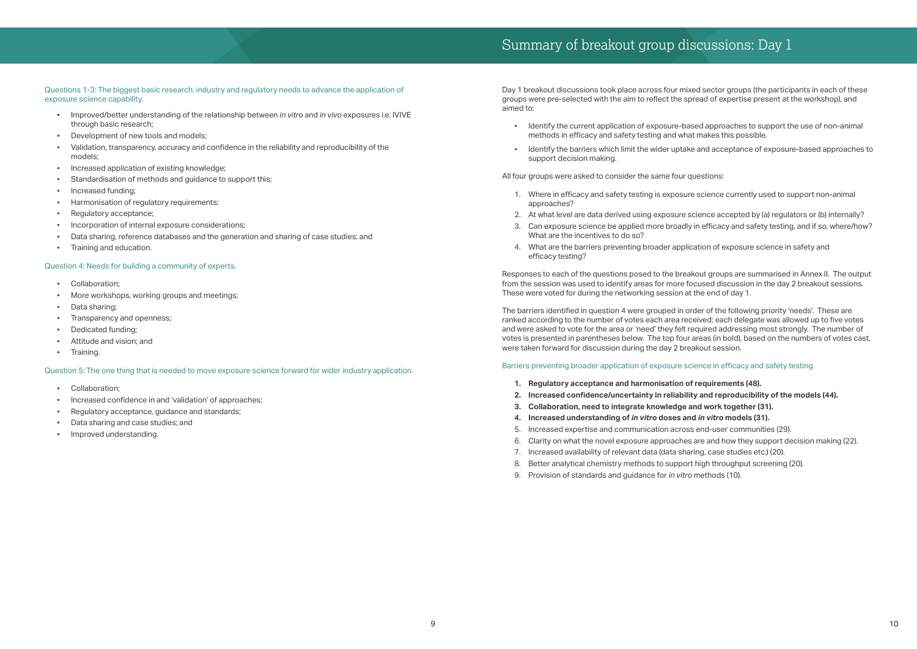# Summary of breakout group discussions: Day 1

Day 1 breakout discussions took place across four mixed sector groups (the participants in each of these groups were pre-selected with the aim to reflect the spread of expertise present at the workshop), and aimed to:

- Identify the current application of exposure-based approaches to support the use of non-animal methods in efficacy and safety testing and what makes this possible.
- Identify the barriers which limit the wider uptake and acceptance of exposure-based approaches to support decision making.

All four groups were asked to consider the same four questions:

1. Where in efficacy and safety testing is exposure science currently used to support non-animal approaches?
2. At what level are data derived using exposure science accepted by (a) regulators or (b) internally?
3. Can exposure science be applied more broadly in efficacy and safety testing, and if so, where/how? What are the incentives to do so?
4. What are the barriers preventing broader application of exposure science in safety and efficacy testing?

Responses to each of the questions posed to the breakout groups are summarised in Annex II. The output from the session was used to identify areas for more focused discussion in the day 2 breakout sessions. These were voted for during the networking session at the end of day 1.

The barriers identified in question 4 were grouped in order of the following priority 'needs'. These are ranked according to the number of votes each area received; each delegate was allowed up to five votes and were asked to vote for the area or 'need' they felt required addressing most strongly. The number of votes is presented in parentheses below. The top four areas (in bold), based on the numbers of votes cast, were taken forward for discussion during the day 2 breakout session.

### Barriers preventing broader application of exposure science in efficacy and safety testing

1. **Regulatory acceptance and harmonisation of requirements (48).**
2. **Increased confidence/uncertainty in reliability and reproducibility of the models (44).**
3. **Collaboration, need to integrate knowledge and work together (31).**
4. **Increased understanding of *in vitro* doses and *in vitro* models (31).**
5. Increased expertise and communication across end-user communities (29).
6. Clarity on what the novel exposure approaches are and how they support decision making (22).
7. Increased availability of relevant data (data sharing, case studies etc.) (20).
8. Better analytical chemistry methods to support high throughput screening (20).
9. Provision of standards and guidance for *in vitro* methods (10).

### Questions 1-3: The biggest basic research, industry and regulatory needs to advance the application of exposure science capability.

- Improved/better understanding of the relationship between *in vitro* and *in vivo* exposures i.e. IVIVE through basic research;
- Development of new tools and models;
- Validation, transparency, accuracy and confidence in the reliability and reproducibility of the models;
- Increased application of existing knowledge;
- Standardisation of methods and guidance to support this;
- Increased funding;
- Harmonisation of regulatory requirements;
- Regulatory acceptance;
- Incorporation of internal exposure considerations;
- Data sharing, reference databases and the generation and sharing of case studies; and
- Training and education.

### Question 4: Needs for building a community of experts.

- Collaboration;
- More workshops, working groups and meetings;
- Data sharing;
- Transparency and openness;
- Dedicated funding;
- Attitude and vision; and
- Training.

### Question 5: The one thing that is needed to move exposure science forward for wider industry application.

- Collaboration;
- Increased confidence in and 'validation' of approaches;
- Regulatory acceptance, guidance and standards;
- Data sharing and case studies; and
- Improved understanding.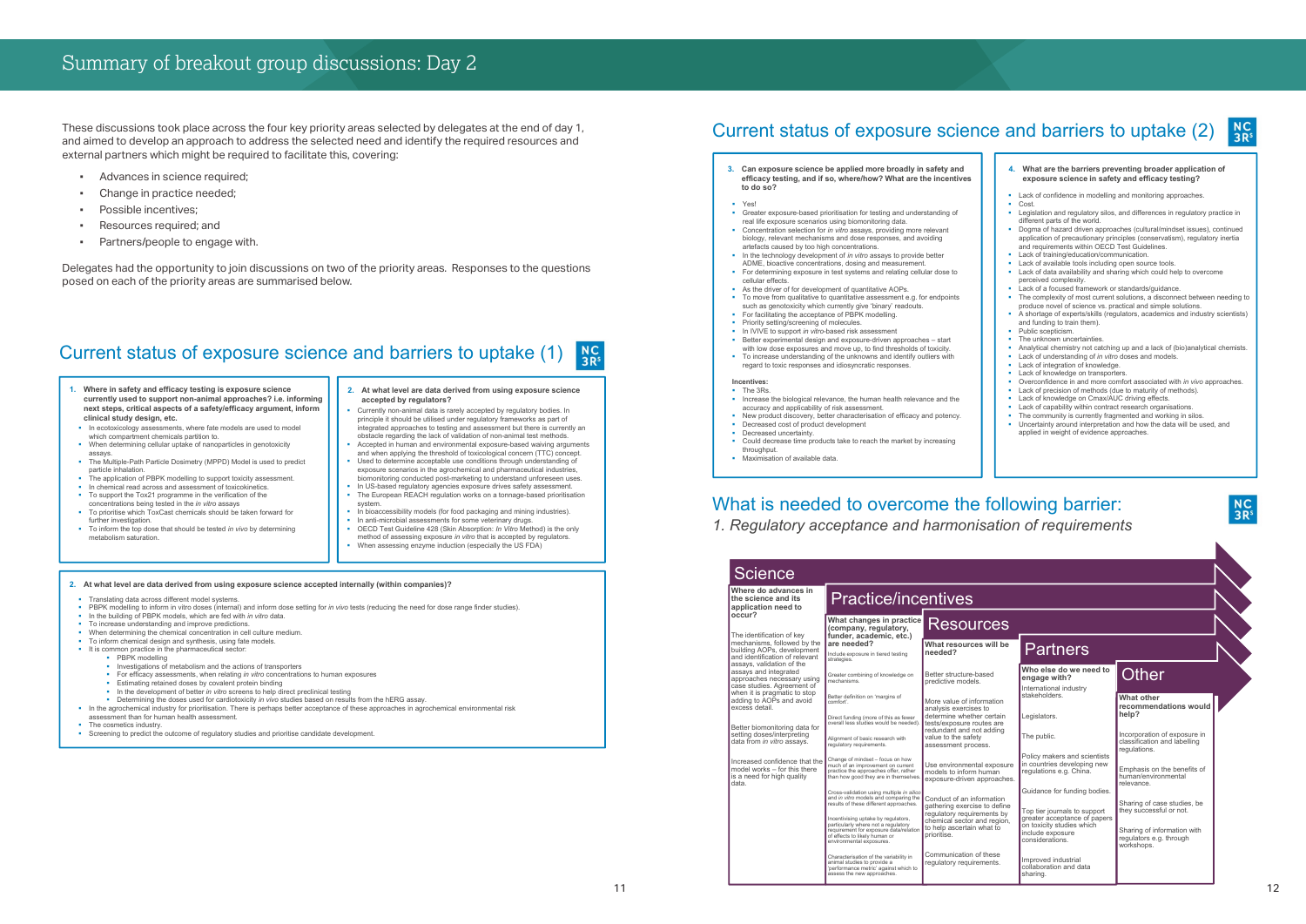# Summary of breakout group discussions: Day 2

These discussions took place across the four key priority areas selected by delegates at the end of day 1, and aimed to develop an approach to address the selected need and identify the required resources and external partners which might be required to facilitate this, covering:

- Advances in science required;
- Change in practice needed;
- Possible incentives;
- Resources required; and
- Partners/people to engage with.

Delegates had the opportunity to join discussions on two of the priority areas. Responses to the questions posed on each of the priority areas are summarised below.

## Current status of exposure science and barriers to uptake (1)

**1. Where in safety and efficacy testing is exposure science currently used to support non-animal approaches? i.e. informing next steps, critical aspects of a safety/efficacy argument, inform clinical study design, etc.**

- In ecotoxicology assessments, where fate models are used to model which compartment chemicals partition to.
- When determining cellular uptake of nanoparticles in genotoxicity assays.
- The Multiple-Path Particle Dosimetry (MPPD) Model is used to predict particle inhalation.
- The application of PBPK modelling to support toxicity assessment.
- In chemical read across and assessment of toxicokinetics.
- To support the Tox21 programme in the verification of the concentrations being tested in the *in vitro* assays
- To prioritise which ToxCast chemicals should be taken forward for further investigation.
- To inform the top dose that should be tested *in vivo* by determining metabolism saturation.

**2. At what level are data derived from using exposure science accepted by regulators?**

- Currently non-animal data is rarely accepted by regulatory bodies. In principle it should be utilised under regulatory frameworks as part of integrated approaches to testing and assessment but there is currently an obstacle regarding the lack of validation of non-animal test methods.
- Accepted in human and environmental exposure-based waiving arguments and when applying the threshold of toxicological concern (TTC) concept.
- Used to determine acceptable use conditions through understanding of exposure scenarios in the agrochemical and pharmaceutical industries, biomonitoring conducted post-marketing to understand unforeseen uses.
- In US-based regulatory agencies exposure drives safety assessment.
- The European REACH regulation works on a tonnage-based prioritisation system.
- In bioaccessibility models (for food packaging and mining industries).
- In anti-microbial assessments for some veterinary drugs.
- OECD Test Guideline 428 (Skin Absorption: *In Vitro* Method) is the only method of assessing exposure *in vitro* that is accepted by regulators.
- When assessing enzyme induction (especially the US FDA)

**2. At what level are data derived from using exposure science accepted internally (within companies)?**

- Translating data across different model systems.
- PBPK modelling to inform in vitro doses (internal) and inform dose setting for *in vivo* tests (reducing the need for dose range finder studies).
- In the building of PBPK models, which are fed with *in vitro* data.
- To increase understanding and improve predictions.
- When determining the chemical concentration in cell culture medium.
- To inform chemical design and synthesis, using fate models.
- It is common practice in the pharmaceutical sector:
  - PBPK modelling
  - Investigations of metabolism and the actions of transporters
  - For efficacy assessments, when relating *in vitro* concentrations to human exposures
  - Estimating retained doses by covalent protein binding
  - In the development of better *in vitro* screens to help direct preclinical testing
  - Determining the doses used for cardiotoxicity *in vivo* studies based on results from the hERG assay.
- In the agrochemical industry for prioritisation. There is perhaps better acceptance of these approaches in agrochemical environmental risk assessment than for human health assessment.
- The cosmetics industry.
- Screening to predict the outcome of regulatory studies and prioritise candidate development.

## Current status of exposure science and barriers to uptake (2)

**3. Can exposure science be applied more broadly in safety and efficacy testing, and if so, where/how? What are the incentives to do so?**

- Yes!
- Greater exposure-based prioritisation for testing and understanding of real life exposure scenarios using biomonitoring data.
- Concentration selection for *in vitro* assays, providing more relevant biology, relevant mechanisms and dose responses, and avoiding artefacts caused by too high concentrations.
- In the technology development of *in vitro* assays to provide better ADME, bioactive concentrations, dosing and measurement.
- For determining exposure in test systems and relating cellular dose to cellular effects.
- As the driver of for development of quantitative AOPs.
- To move from qualitative to quantitative assessment e.g. for endpoints such as genotoxicity which currently give 'binary' readouts.
- For facilitating the acceptance of PBPK modelling.
- Priority setting/screening of molecules.
- In IVIVE to support *in vitro*-based risk assessment
- Better experimental design and exposure-driven approaches – start with low dose exposures and move up, to find thresholds of toxicity.
- To increase understanding of the unknowns and identify outliers with regard to toxic responses and idiosyncratic responses.

**Incentives:**

- The 3Rs.
- Increase the biological relevance, the human health relevance and the accuracy and applicability of risk assessment.
- New product discovery, better characterisation of efficacy and potency.
- Decreased cost of product development
- Decreased uncertainty.
- Could decrease time products take to reach the market by increasing throughput.
- Maximisation of available data.

**4. What are the barriers preventing broader application of exposure science in safety and efficacy testing?**

- Lack of confidence in modelling and monitoring approaches.
- Cost.
- Legislation and regulatory silos, and differences in regulatory practice in different parts of the world.
- Dogma of hazard driven approaches (cultural/mindset issues), continued application of precautionary principles (conservatism), regulatory inertia and requirements within OECD Test Guidelines.
- Lack of training/education/communication.
- Lack of available tools including open source tools.
- Lack of data availability and sharing which could help to overcome perceived complexity.
- Lack of a focused framework or standards/guidance.
- The complexity of most current solutions, a disconnect between needing to produce novel of science vs. practical and simple solutions.
- A shortage of experts/skills (regulators, academics and industry scientists) and funding to train them.
- Public scepticism.
- The unknown uncertainties.
- Analytical chemistry not catching up and a lack of (bio)analytical chemists.
- Lack of understanding of *in vitro* doses and models.
- Lack of integration of knowledge.
- Lack of knowledge on transporters.
- Overconfidence in and more comfort associated with *in vivo* approaches.
- Lack of precision of methods (due to maturity of methods).
- Lack of knowledge on Cmax/AUC driving effects.
- Lack of capability within contract research organisations.
- The community is currently fragmented and working in silos.
- Uncertainty around interpretation and how the data will be used, and applied in weight of evidence approaches.

## What is needed to overcome the following barrier:

*1. Regulatory acceptance and harmonisation of requirements*

| Science | Practice/incentives | Resources | Partners | Other |
|---|---|---|---|---|
| **Where do advances in the science and its application need to occur?** | **What changes in practice (company, regulatory, funder, academic, etc.) are needed?** | **What resources will be needed?** | **Who else do we need to engage with?** | **What other recommendations would help?** |
| The identification of key mechanisms, followed by the building AOPs, development and identification of relevant assays, validation of the assays and integrated approaches necessary using case studies. Agreement of when it is pragmatic to stop adding to AOPs and avoid excess detail. | Include exposure in tiered testing strategies. | Better structure-based predictive models. | International industry stakeholders. | Incorporation of exposure in classification and labelling regulations. |
| Better biomonitoring data for setting doses/interpreting data from *in vitro* assays. | Greater combining of knowledge on mechanisms. | More value of information analysis exercises to determine whether certain tests/exposure routes are redundant and not adding value to the safety assessment process. | Legislators. | Emphasis on the benefits of human/environmental relevance. |
| Increased confidence that the model works – for this there is a need for high quality data. | Better definition on 'margins of comfort'. | Use environmental exposure models to inform human exposure-driven approaches. | The public. | Sharing of case studies, be they successful or not. |
| | Direct funding (more of this as fewer overall less studies would be needed). | Conduct of an information gathering exercise to define regulatory requirements by chemical sector and region, to help ascertain what to prioritise. | Policy makers and scientists in countries developing new regulations e.g. China. | Sharing of information with regulators e.g. through workshops. |
| | Alignment of basic research with regulatory requirements. | Communication of these regulatory requirements. | Guidance for funding bodies. | |
| | Change of mindset – focus on how much of an improvement on current practice the approaches offer, rather than how good they are in themselves. | | Top tier journals to support greater acceptance of papers on toxicity studies which include exposure considerations. | |
| | Cross-validation using multiple *in silico* and *in vitro* models and comparing the results of these different approaches. | | Improved industrial collaboration and data sharing. | |
| | Incentivising uptake by regulators, particularly where not a regulatory requirement for exposure data/relation of effects to likely human or environmental exposures. | | | |
| | Characterisation of the variability in animal studies to provide a 'performance metric' against which to assess the new approaches. | | | |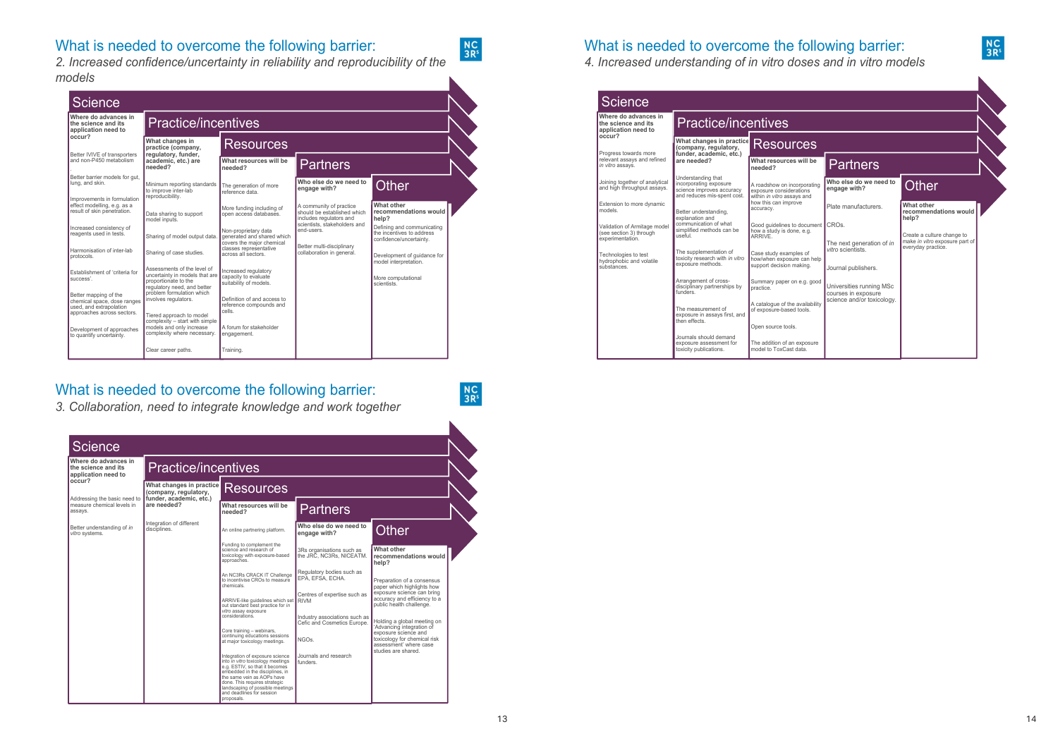## What is needed to overcome the following barrier:

*2. Increased confidence/uncertainty in reliability and reproducibility of the models*

| Science | Practice/incentives | Resources | Partners | Other |
|---|---|---|---|---|
| **Where do advances in the science and its application need to occur?** | **What changes in practice (company, regulatory, funder, academic, etc.) are needed?** | **What resources will be needed?** | **Who else do we need to engage with?** | **What other recommendations would help?** |
| Better IVIVE of transporters and non-P450 metabolism | Minimum reporting standards to improve inter-lab reproducibility. | The generation of more reference data. | A community of practice should be established which includes regulators and scientists, stakeholders and end-users. | Defining and communicating the incentives to address confidence/uncertainty. |
| Better barrier models for gut, lung, and skin. | Data sharing to support model inputs. | More funding including of open access databases. | Better multi-disciplinary collaboration in general. | Development of guidance for model interpretation. |
| Improvements in formulation effect modelling, e.g. as a result of skin penetration. | Sharing of model output data. | Non-proprietary data generated and shared which covers the major chemical classes representative across all sectors. | | More computational scientists. |
| Increased consistency of reagents used in tests. | Sharing of case studies. | Increased regulatory capacity to evaluate suitability of models. | | |
| Harmonisation of inter-lab protocols. | Assessments of the level of uncertainty in models that are proportionate to the regulatory need, and better problem formulation which involves regulators. | Definition of and access to reference compounds and cells. | | |
| Establishment of 'criteria for success'. | Tiered approach to model complexity – start with simple models and only increase complexity where necessary. | A forum for stakeholder engagement. | | |
| Better mapping of the chemical space, dose ranges used, and extrapolation approaches across sectors. | Clear career paths. | Training. | | |
| Development of approaches to quantify uncertainty. | | | | |

## What is needed to overcome the following barrier:

*3. Collaboration, need to integrate knowledge and work together*

| Science | Practice/incentives | Resources | Partners | Other |
|---|---|---|---|---|
| **Where do advances in the science and its application need to occur?** | **What changes in practice (company, regulatory, funder, academic, etc.) are needed?** | **What resources will be needed?** | **Who else do we need to engage with?** | **What other recommendations would help?** |
| Addressing the basic need to measure chemical levels in assays. | Integration of different disciplines. | An online partnering platform. | 3Rs organisations such as the JRC, NC3Rs, NICEATM. | Preparation of a consensus paper which highlights how exposure science can bring accuracy and efficiency to a public health challenge. |
| Better understanding of *in vitro* systems. | | Funding to complement the science and research of toxicology with exposure-based approaches. | Regulatory bodies such as EPA, EFSA, ECHA. | Holding a global meeting on 'Advancing integration of exposure science and toxicology for chemical risk assessment' where case studies are shared. |
| | | An NC3Rs CRACK IT Challenge to incentivise CROs to measure chemicals. | Centres of expertise such as RIVM | |
| | | ARRIVE-like guidelines which set out standard best practice for in vitro assay exposure considerations. | Industry associations such as Cefic and Cosmetics Europe. | |
| | | Core training – webinars, continuing educations sessions at major toxicology meetings. | NGOs. | |
| | | Integration of exposure science into *in vitro* toxicology meetings e.g. ESTIV, so that it becomes embedded in the disciplines, in the same vein as AOPs have done. This requires strategic landscaping of possible meetings and deadlines for session proposals. | Journals and research funders. | |

## What is needed to overcome the following barrier:

*4. Increased understanding of in vitro doses and in vitro models*

| Science | Practice/incentives | Resources | Partners | Other |
|---|---|---|---|---|
| **Where do advances in the science and its application need to occur?** | **What changes in practice (company, regulatory, funder, academic, etc.) are needed?** | **What resources will be needed?** | **Who else do we need to engage with?** | **What other recommendations would help?** |
| Progress towards more relevant assays and refined *in vitro* assays. | Understanding that incorporating exposure science improves accuracy and reduces mis-spent cost. | A roadshow on incorporating exposure considerations within *in vitro* assays and how this can improve accuracy. | Plate manufacturers. | Create a culture change to make *in vitro* exposure part of everyday practice. |
| Joining together of analytical and high throughput assays. | Better understanding, explanation and communication of what simplified methods can be useful. | Good guidelines to document how a study is done, e.g. ARRIVE. | CROs. | |
| Extension to more dynamic models. | The supplementation of toxicity research with *in vitro* exposure methods. | Case study examples of how/when exposure can help support decision making. | The next generation of *in vitro* scientists. | |
| Validation of Armitage model (see section 3) through experimentation. | Arrangement of cross-disciplinary partnerships by funders. | Summary paper on e.g. good practice. | Journal publishers. | |
| Technologies to test hydrophobic and volatile substances. | The measurement of exposure in assays first, and then effects. | A catalogue of the availability of exposure-based tools. | Universities running MSc courses in exposure science and/or toxicology. | |
| | Journals should demand exposure assessment for toxicity publications. | Open source tools. | | |
| | | The addition of an exposure model to ToxCast data. | | |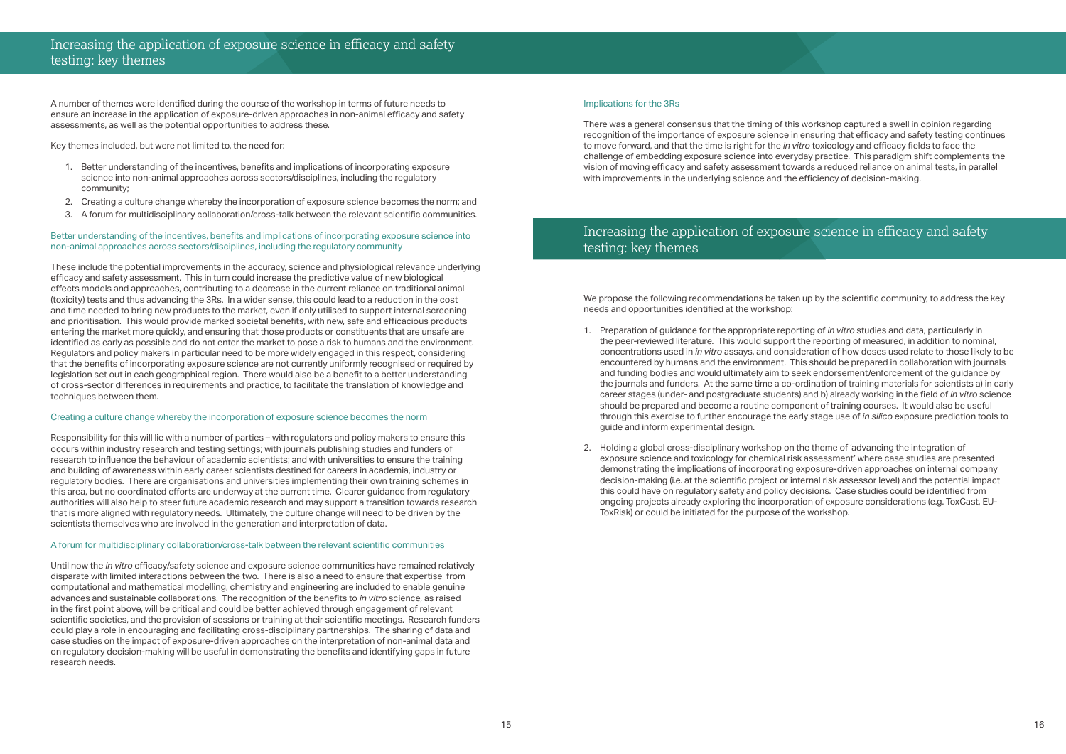## Increasing the application of exposure science in efficacy and safety testing: key themes

A number of themes were identified during the course of the workshop in terms of future needs to ensure an increase in the application of exposure-driven approaches in non-animal efficacy and safety assessments, as well as the potential opportunities to address these.

Key themes included, but were not limited to, the need for:

1. Better understanding of the incentives, benefits and implications of incorporating exposure science into non-animal approaches across sectors/disciplines, including the regulatory community;
2. Creating a culture change whereby the incorporation of exposure science becomes the norm; and
3. A forum for multidisciplinary collaboration/cross-talk between the relevant scientific communities.

### Better understanding of the incentives, benefits and implications of incorporating exposure science into non-animal approaches across sectors/disciplines, including the regulatory community

These include the potential improvements in the accuracy, science and physiological relevance underlying efficacy and safety assessment. This in turn could increase the predictive value of new biological effects models and approaches, contributing to a decrease in the current reliance on traditional animal (toxicity) tests and thus advancing the 3Rs. In a wider sense, this could lead to a reduction in the cost and time needed to bring new products to the market, even if only utilised to support internal screening and prioritisation. This would provide marked societal benefits, with new, safe and efficacious products entering the market more quickly, and ensuring that those products or constituents that are unsafe are identified as early as possible and do not enter the market to pose a risk to humans and the environment. Regulators and policy makers in particular need to be more widely engaged in this respect, considering that the benefits of incorporating exposure science are not currently uniformly recognised or required by legislation set out in each geographical region. There would also be a benefit to a better understanding of cross-sector differences in requirements and practice, to facilitate the translation of knowledge and techniques between them.

### Creating a culture change whereby the incorporation of exposure science becomes the norm

Responsibility for this will lie with a number of parties – with regulators and policy makers to ensure this occurs within industry research and testing settings; with journals publishing studies and funders of research to influence the behaviour of academic scientists; and with universities to ensure the training and building of awareness within early career scientists destined for careers in academia, industry or regulatory bodies. There are organisations and universities implementing their own training schemes in this area, but no coordinated efforts are underway at the current time. Clearer guidance from regulatory authorities will also help to steer future academic research and may support a transition towards research that is more aligned with regulatory needs. Ultimately, the culture change will need to be driven by the scientists themselves who are involved in the generation and interpretation of data.

### A forum for multidisciplinary collaboration/cross-talk between the relevant scientific communities

Until now the *in vitro* efficacy/safety science and exposure science communities have remained relatively disparate with limited interactions between the two. There is also a need to ensure that expertise from computational and mathematical modelling, chemistry and engineering are included to enable genuine advances and sustainable collaborations. The recognition of the benefits to *in vitro* science, as raised in the first point above, will be critical and could be better achieved through engagement of relevant scientific societies, and the provision of sessions or training at their scientific meetings. Research funders could play a role in encouraging and facilitating cross-disciplinary partnerships. The sharing of data and case studies on the impact of exposure-driven approaches on the interpretation of non-animal data and on regulatory decision-making will be useful in demonstrating the benefits and identifying gaps in future research needs.

### Implications for the 3Rs

There was a general consensus that the timing of this workshop captured a swell in opinion regarding recognition of the importance of exposure science in ensuring that efficacy and safety testing continues to move forward, and that the time is right for the *in vitro* toxicology and efficacy fields to face the challenge of embedding exposure science into everyday practice. This paradigm shift complements the vision of moving efficacy and safety assessment towards a reduced reliance on animal tests, in parallel with improvements in the underlying science and the efficiency of decision-making.

## Increasing the application of exposure science in efficacy and safety testing: key themes

We propose the following recommendations be taken up by the scientific community, to address the key needs and opportunities identified at the workshop:

1. Preparation of guidance for the appropriate reporting of *in vitro* studies and data, particularly in the peer-reviewed literature. This would support the reporting of measured, in addition to nominal, concentrations used in *in vitro* assays, and consideration of how doses used relate to those likely to be encountered by humans and the environment. This should be prepared in collaboration with journals and funding bodies and would ultimately aim to seek endorsement/enforcement of the guidance by the journals and funders. At the same time a co-ordination of training materials for scientists a) in early career stages (under- and postgraduate students) and b) already working in the field of *in vitro* science should be prepared and become a routine component of training courses. It would also be useful through this exercise to further encourage the early stage use of *in silico* exposure prediction tools to guide and inform experimental design.

2. Holding a global cross-disciplinary workshop on the theme of 'advancing the integration of exposure science and toxicology for chemical risk assessment' where case studies are presented demonstrating the implications of incorporating exposure-driven approaches on internal company decision-making (i.e. at the scientific project or internal risk assessor level) and the potential impact this could have on regulatory safety and policy decisions. Case studies could be identified from ongoing projects already exploring the incorporation of exposure considerations (e.g. ToxCast, EU-ToxRisk) or could be initiated for the purpose of the workshop.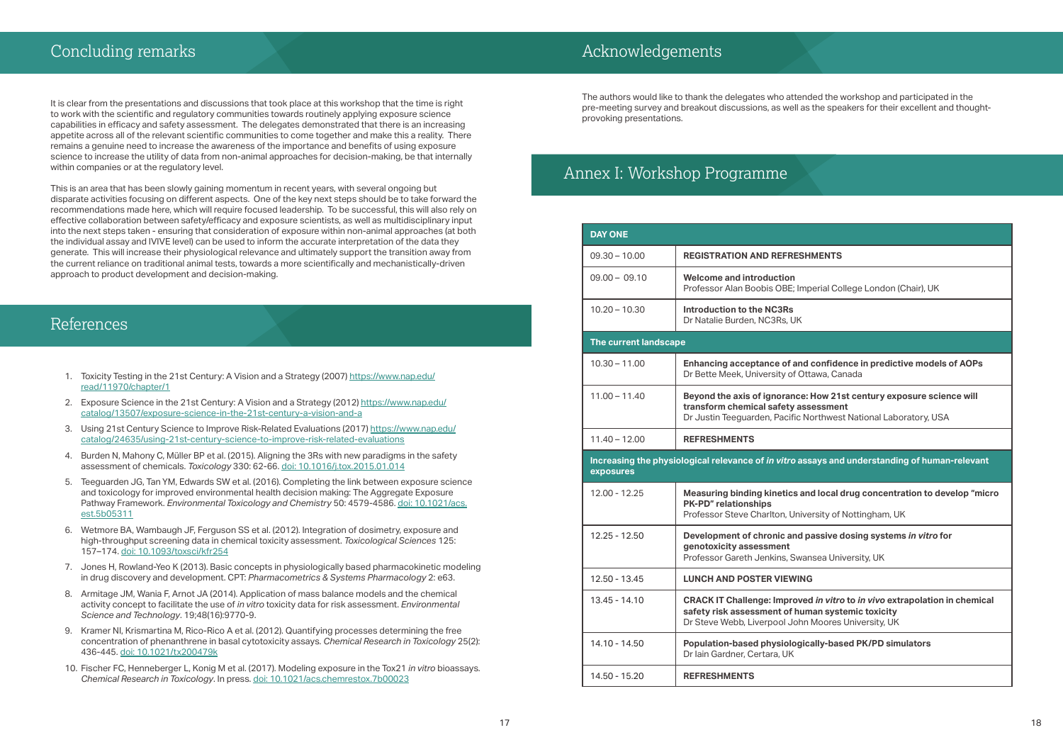# Concluding remarks

It is clear from the presentations and discussions that took place at this workshop that the time is right to work with the scientific and regulatory communities towards routinely applying exposure science capabilities in efficacy and safety assessment. The delegates demonstrated that there is an increasing appetite across all of the relevant scientific communities to come together and make this a reality. There remains a genuine need to increase the awareness of the importance and benefits of using exposure science to increase the utility of data from non-animal approaches for decision-making, be that internally within companies or at the regulatory level.

This is an area that has been slowly gaining momentum in recent years, with several ongoing but disparate activities focusing on different aspects. One of the key next steps should be to take forward the recommendations made here, which will require focused leadership. To be successful, this will also rely on effective collaboration between safety/efficacy and exposure scientists, as well as multidisciplinary input into the next steps taken - ensuring that consideration of exposure within non-animal approaches (at both the individual assay and IVIVE level) can be used to inform the accurate interpretation of the data they generate. This will increase their physiological relevance and ultimately support the transition away from the current reliance on traditional animal tests, towards a more scientifically and mechanistically-driven approach to product development and decision-making.

# References

1. Toxicity Testing in the 21st Century: A Vision and a Strategy (2007) https://www.nap.edu/read/11970/chapter/1
2. Exposure Science in the 21st Century: A Vision and a Strategy (2012) https://www.nap.edu/catalog/13507/exposure-science-in-the-21st-century-a-vision-and-a
3. Using 21st Century Science to Improve Risk-Related Evaluations (2017) https://www.nap.edu/catalog/24635/using-21st-century-science-to-improve-risk-related-evaluations
4. Burden N, Mahony C, Müller BP et al. (2015). Aligning the 3Rs with new paradigms in the safety assessment of chemicals. *Toxicology* 330: 62-66. doi: 10.1016/j.tox.2015.01.014
5. Teeguarden JG, Tan YM, Edwards SW et al. (2016). Completing the link between exposure science and toxicology for improved environmental health decision making: The Aggregate Exposure Pathway Framework. *Environmental Toxicology and Chemistry* 50: 4579-4586. doi: 10.1021/acs.est.5b05311
6. Wetmore BA, Wambaugh JF, Ferguson SS et al. (2012). Integration of dosimetry, exposure and high-throughput screening data in chemical toxicity assessment. *Toxicological Sciences* 125: 157–174. doi: 10.1093/toxsci/kfr254
7. Jones H, Rowland-Yeo K (2013). Basic concepts in physiologically based pharmacokinetic modeling in drug discovery and development. CPT: *Pharmacometrics & Systems Pharmacology* 2: e63.
8. Armitage JM, Wania F, Arnot JA (2014). Application of mass balance models and the chemical activity concept to facilitate the use of *in vitro* toxicity data for risk assessment. *Environmental Science and Technology*. 19;48(16):9770-9.
9. Kramer NI, Krismartina M, Rico-Rico A et al. (2012). Quantifying processes determining the free concentration of phenanthrene in basal cytotoxicity assays. *Chemical Research in Toxicology* 25(2): 436-445. doi: 10.1021/tx200479k
10. Fischer FC, Henneberger L, Konig M et al. (2017). Modeling exposure in the Tox21 *in vitro* bioassays. *Chemical Research in Toxicology*. In press. doi: 10.1021/acs.chemrestox.7b00023

# Acknowledgements

The authors would like to thank the delegates who attended the workshop and participated in the pre-meeting survey and breakout discussions, as well as the speakers for their excellent and thought-provoking presentations.

# Annex I: Workshop Programme

| DAY ONE | |
|---|---|
| 09.30 – 10.00 | **REGISTRATION AND REFRESHMENTS** |
| 09.00 – 09.10 | **Welcome and introduction**<br>Professor Alan Boobis OBE; Imperial College London (Chair), UK |
| 10.20 – 10.30 | **Introduction to the NC3Rs**<br>Dr Natalie Burden, NC3Rs, UK |
| **The current landscape** | |
| 10.30 – 11.00 | **Enhancing acceptance of and confidence in predictive models of AOPs**<br>Dr Bette Meek, University of Ottawa, Canada |
| 11.00 – 11.40 | **Beyond the axis of ignorance: How 21st century exposure science will transform chemical safety assessment**<br>Dr Justin Teeguarden, Pacific Northwest National Laboratory, USA |
| 11.40 – 12.00 | **REFRESHMENTS** |
| **Increasing the physiological relevance of *in vitro* assays and understanding of human-relevant exposures** | |
| 12.00 - 12.25 | **Measuring binding kinetics and local drug concentration to develop "micro PK-PD" relationships**<br>Professor Steve Charlton, University of Nottingham, UK |
| 12.25 - 12.50 | **Development of chronic and passive dosing systems *in vitro* for genotoxicity assessment**<br>Professor Gareth Jenkins, Swansea University, UK |
| 12.50 - 13.45 | **LUNCH AND POSTER VIEWING** |
| 13.45 - 14.10 | **CRACK IT Challenge: Improved *in vitro* to *in vivo* extrapolation in chemical safety risk assessment of human systemic toxicity**<br>Dr Steve Webb, Liverpool John Moores University, UK |
| 14.10 - 14.50 | **Population-based physiologically-based PK/PD simulators**<br>Dr Iain Gardner, Certara, UK |
| 14.50 - 15.20 | **REFRESHMENTS** |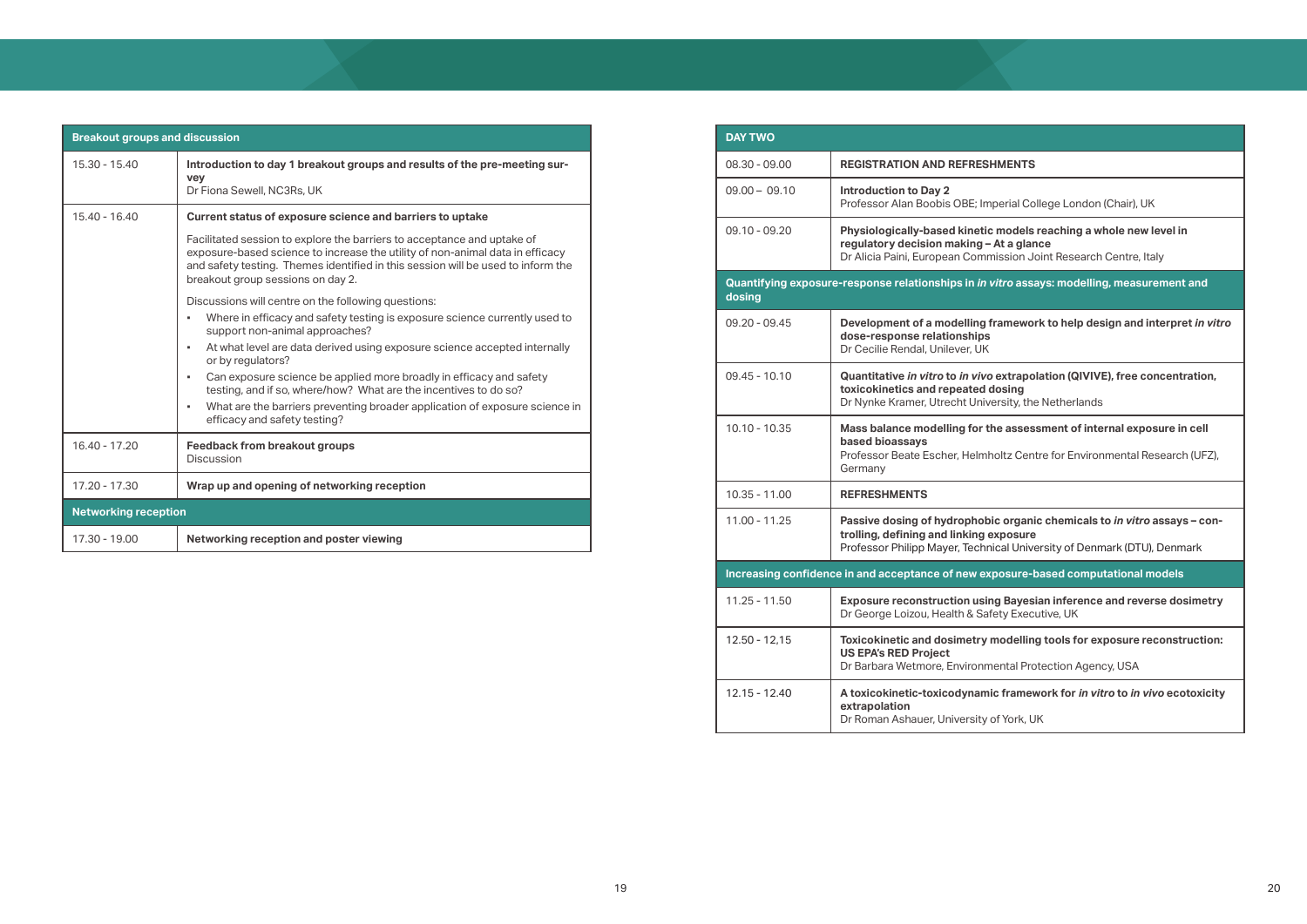| Breakout groups and discussion | |
|---|---|
| 15.30 - 15.40 | **Introduction to day 1 breakout groups and results of the pre-meeting survey**<br>Dr Fiona Sewell, NC3Rs, UK |
| 15.40 - 16.40 | **Current status of exposure science and barriers to uptake**<br>Facilitated session to explore the barriers to acceptance and uptake of exposure-based science to increase the utility of non-animal data in efficacy and safety testing. Themes identified in this session will be used to inform the breakout group sessions on day 2.<br>Discussions will centre on the following questions:<br>▪ Where in efficacy and safety testing is exposure science currently used to support non-animal approaches?<br>▪ At what level are data derived using exposure science accepted internally or by regulators?<br>▪ Can exposure science be applied more broadly in efficacy and safety testing, and if so, where/how? What are the incentives to do so?<br>▪ What are the barriers preventing broader application of exposure science in efficacy and safety testing? |
| 16.40 - 17.20 | **Feedback from breakout groups**<br>Discussion |
| 17.20 - 17.30 | **Wrap up and opening of networking reception** |
| **Networking reception** | |
| 17.30 - 19.00 | **Networking reception and poster viewing** |

| DAY TWO | |
|---|---|
| 08.30 - 09.00 | **REGISTRATION AND REFRESHMENTS** |
| 09.00 – 09.10 | **Introduction to Day 2**<br>Professor Alan Boobis OBE; Imperial College London (Chair), UK |
| 09.10 - 09.20 | **Physiologically-based kinetic models reaching a whole new level in regulatory decision making – At a glance**<br>Dr Alicia Paini, European Commission Joint Research Centre, Italy |
| **Quantifying exposure-response relationships in *in vitro* assays: modelling, measurement and dosing** | |
| 09.20 - 09.45 | **Development of a modelling framework to help design and interpret *in vitro* dose-response relationships**<br>Dr Cecilie Rendal, Unilever, UK |
| 09.45 - 10.10 | **Quantitative *in vitro* to *in vivo* extrapolation (QIVIVE), free concentration, toxicokinetics and repeated dosing**<br>Dr Nynke Kramer, Utrecht University, the Netherlands |
| 10.10 - 10.35 | **Mass balance modelling for the assessment of internal exposure in cell based bioassays**<br>Professor Beate Escher, Helmholtz Centre for Environmental Research (UFZ), Germany |
| 10.35 - 11.00 | **REFRESHMENTS** |
| 11.00 - 11.25 | **Passive dosing of hydrophobic organic chemicals to *in vitro* assays – controlling, defining and linking exposure**<br>Professor Philipp Mayer, Technical University of Denmark (DTU), Denmark |
| **Increasing confidence in and acceptance of new exposure-based computational models** | |
| 11.25 - 11.50 | **Exposure reconstruction using Bayesian inference and reverse dosimetry**<br>Dr George Loizou, Health & Safety Executive, UK |
| 12.50 - 12,15 | **Toxicokinetic and dosimetry modelling tools for exposure reconstruction: US EPA's RED Project**<br>Dr Barbara Wetmore, Environmental Protection Agency, USA |
| 12.15 - 12.40 | **A toxicokinetic-toxicodynamic framework for *in vitro* to *in vivo* ecotoxicity extrapolation**<br>Dr Roman Ashauer, University of York, UK |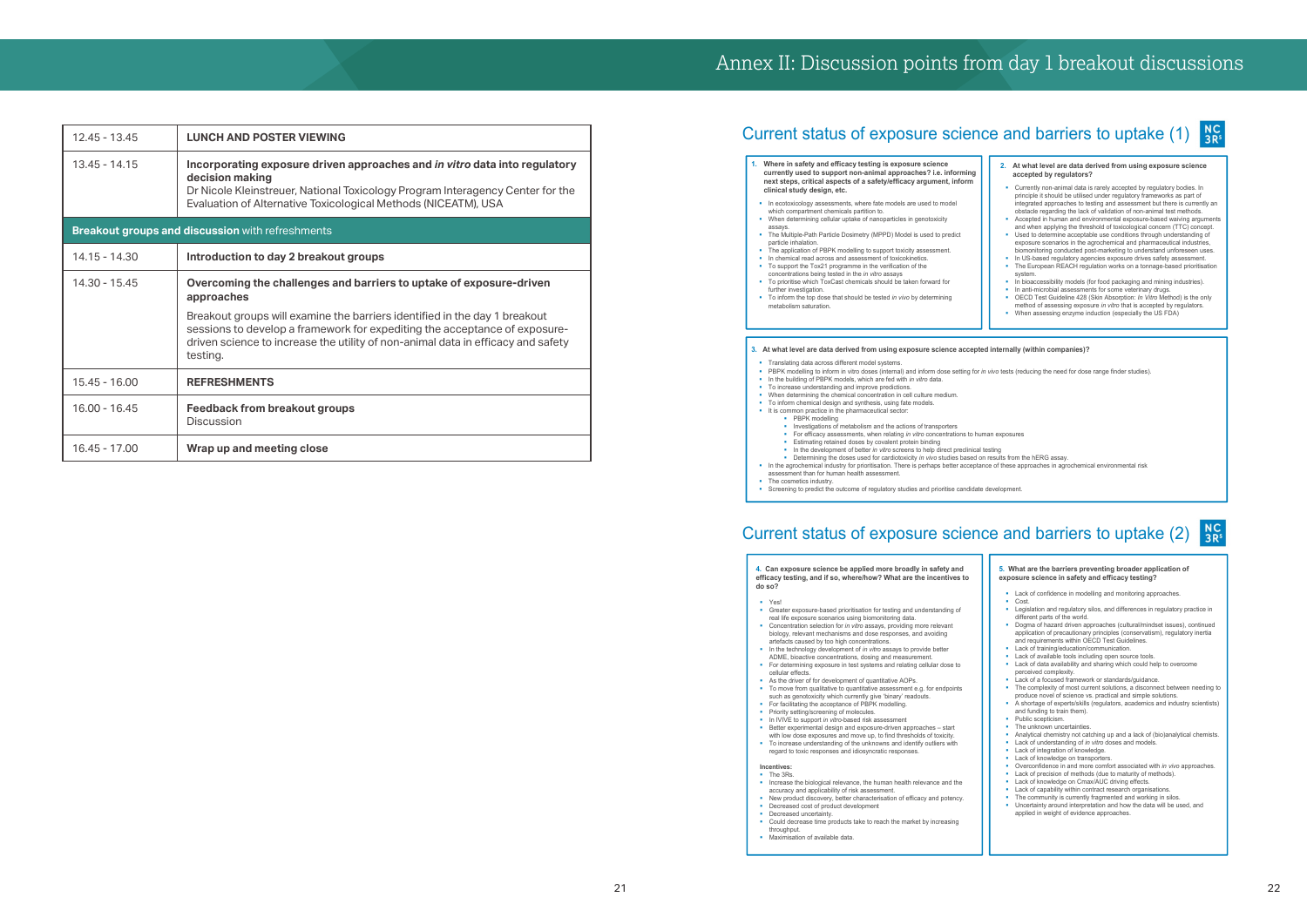| | |
|---|---|
| 12.45 - 13.45 | **LUNCH AND POSTER VIEWING** |
| 13.45 - 14.15 | **Incorporating exposure driven approaches and *in vitro* data into regulatory decision making** <br> Dr Nicole Kleinstreuer, National Toxicology Program Interagency Center for the Evaluation of Alternative Toxicological Methods (NICEATM), USA |
| **Breakout groups and discussion** with refreshments | |
| 14.15 - 14.30 | **Introduction to day 2 breakout groups** |
| 14.30 - 15.45 | **Overcoming the challenges and barriers to uptake of exposure-driven approaches** <br> Breakout groups will examine the barriers identified in the day 1 breakout sessions to develop a framework for expediting the acceptance of exposure-driven science to increase the utility of non-animal data in efficacy and safety testing. |
| 15.45 - 16.00 | **REFRESHMENTS** |
| 16.00 - 16.45 | **Feedback from breakout groups** <br> Discussion |
| 16.45 - 17.00 | **Wrap up and meeting close** |

# Annex II: Discussion points from day 1 breakout discussions

## Current status of exposure science and barriers to uptake (1)

**1. Where in safety and efficacy testing is exposure science currently used to support non-animal approaches? i.e. informing next steps, critical aspects of a safety/efficacy argument, inform clinical study design, etc.**

- In ecotoxicology assessments, where fate models are used to model which compartment chemicals partition to.
- When determining cellular uptake of nanoparticles in genotoxicity assays.
- The Multiple-Path Particle Dosimetry (MPPD) Model is used to predict particle inhalation.
- The application of PBPK modelling to support toxicity assessment.
- In chemical read across and assessment of toxicokinetics.
- To support the Tox21 programme in the verification of the concentrations being tested in the *in vitro* assays
- To prioritise which ToxCast chemicals should be taken forward for further investigation.
- To inform the top dose that should be tested *in vivo* by determining metabolism saturation.

**2. At what level are data derived from using exposure science accepted by regulators?**

- Currently non-animal data is rarely accepted by regulatory bodies. In principle it should be utilised under regulatory frameworks as part of integrated approaches to testing and assessment but there is currently an obstacle regarding the lack of validation of non-animal test methods.
- Accepted in human and environmental exposure-based waiving arguments and when applying the threshold of toxicological concern (TTC) concept.
- Used to determine acceptable use conditions through understanding of exposure scenarios in the agrochemical and pharmaceutical industries, biomonitoring conducted post-marketing to understand unforeseen uses.
- In US-based regulatory agencies exposure drives safety assessment.
- The European REACH regulation works on a tonnage-based prioritisation system.
- In bioaccessibility models (for food packaging and mining industries).
- In anti-microbial assessments for some veterinary drugs.
- OECD Test Guideline 428 (Skin Absorption: *In Vitro* Method) is the only method of assessing exposure *in vitro* that is accepted by regulators.
- When assessing enzyme induction (especially the US FDA)

**3. At what level are data derived from using exposure science accepted internally (within companies)?**

- Translating data across different model systems.
- PBPK modelling to inform in vitro doses (internal) and inform dose setting for *in vivo* tests (reducing the need for dose range finder studies).
- In the building of PBPK models, which are fed with *in vitro* data.
- To increase understanding and improve predictions.
- When determining the chemical concentration in cell culture medium.
- To inform chemical design and synthesis, using fate models.
- It is common practice in the pharmaceutical sector:
  - PBPK modelling
  - Investigations of metabolism and the actions of transporters
  - For efficacy assessments, when relating *in vitro* concentrations to human exposures
  - Estimating retained doses by covalent protein binding
  - In the development of better *in vitro* screens to help direct preclinical testing
  - Determining the doses used for cardiotoxicity *in vivo* studies based on results from the hERG assay.
- In the agrochemical industry for prioritisation. There is perhaps better acceptance of these approaches in agrochemical environmental risk assessment than for human health assessment.
- The cosmetics industry.
- Screening to predict the outcome of regulatory studies and prioritise candidate development.

## Current status of exposure science and barriers to uptake (2)

**4. Can exposure science be applied more broadly in safety and efficacy testing, and if so, where/how? What are the incentives to do so?**

- Yes!
- Greater exposure-based prioritisation for testing and understanding of real life exposure scenarios using biomonitoring data.
- Concentration selection for in vitro assays, providing more relevant biology, relevant mechanisms and dose responses, and avoiding artefacts caused by too high concentrations.
- In the technology development of *in vitro* assays to provide better ADME, bioactive concentrations, dosing and measurement.
- For determining exposure in test systems and relating cellular dose to cellular effects.
- As the driver of for development of quantitative AOPs.
- To move from qualitative to quantitative assessment e.g. for endpoints such as genotoxicity which currently give 'binary' readouts.
- For facilitating the acceptance of PBPK modelling.
- Priority setting/screening of molecules.
- In IVIVE to support *in vitro*-based risk assessment
- Better experimental design and exposure-driven approaches – start with low dose exposures and move up, to find thresholds of toxicity.
- To increase understanding of the unknowns and identify outliers with regard to toxic responses and idiosyncratic responses.

**Incentives:**

- The 3Rs.
- Increase the biological relevance, the human health relevance and the accuracy and applicability of risk assessment.
- New product discovery, better characterisation of efficacy and potency.
- Decreased cost of product development
- Decreased uncertainty.
- Could decrease time products take to reach the market by increasing throughput.
- Maximisation of available data.

**5. What are the barriers preventing broader application of exposure science in safety and efficacy testing?**

- Lack of confidence in modelling and monitoring approaches.
- Cost.
- Legislation and regulatory silos, and differences in regulatory practice in different parts of the world.
- Dogma of hazard driven approaches (cultural/mindset issues), continued application of precautionary principles (conservatism), regulatory inertia and requirements within OECD Test Guidelines.
- Lack of training/education/communication.
- Lack of available tools including open source tools.
- Lack of data availability and sharing which could help to overcome perceived complexity.
- Lack of a focused framework or standards/guidance.
- The complexity of most current solutions, a disconnect between needing to produce novel of science vs. practical and simple solutions.
- A shortage of experts/skills (regulators, academics and industry scientists) and funding to train them).
- Public scepticism.
- The unknown uncertainties.
- Analytical chemistry not catching up and a lack of (bio)analytical chemists.
- Lack of understanding of *in vitro* doses and models.
- Lack of integration of knowledge.
- Lack of knowledge on transporters.
- Overconfidence in and more comfort associated with *in vivo* approaches.
- Lack of precision of methods (due to maturity of methods).
- Lack of knowledge on Cmax/AUC driving effects.
- Lack of capability within contract research organisations.
- The community is currently fragmented and working in silos.
- Uncertainty around interpretation and how the data will be used, and applied in weight of evidence approaches.